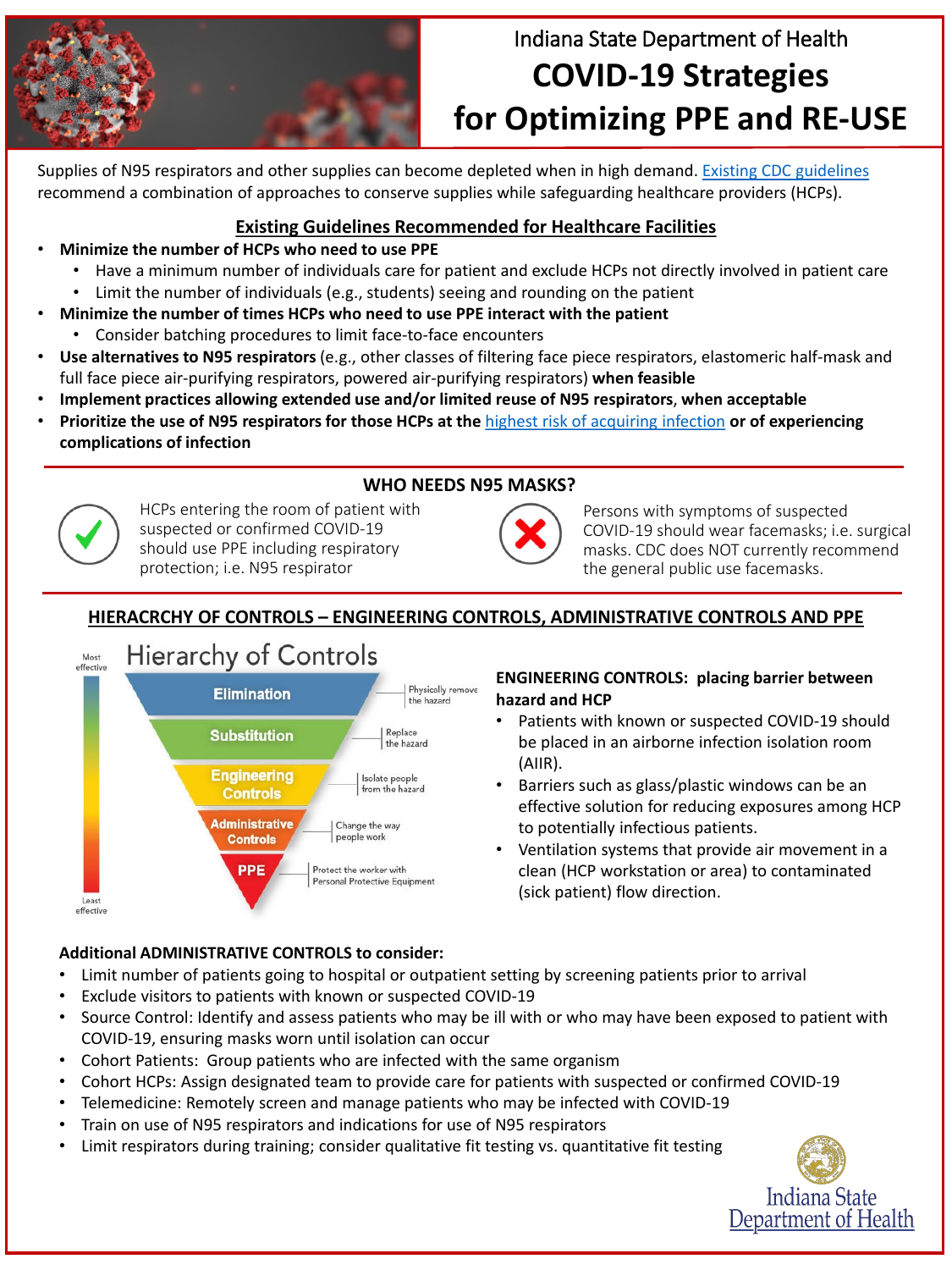Indiana State Department of Health

# COVID-19 Strategies for Optimizing PPE and RE-USE

Supplies of N95 respirators and other supplies can become depleted when in high demand. Existing CDC guidelines recommend a combination of approaches to conserve supplies while safeguarding healthcare providers (HCPs).

## Existing Guidelines Recommended for Healthcare Facilities

- **Minimize the number of HCPs who need to use PPE**
  - Have a minimum number of individuals care for patient and exclude HCPs not directly involved in patient care
  - Limit the number of individuals (e.g., students) seeing and rounding on the patient
- **Minimize the number of times HCPs who need to use PPE interact with the patient**
  - Consider batching procedures to limit face-to-face encounters
- **Use alternatives to N95 respirators** (e.g., other classes of filtering face piece respirators, elastomeric half-mask and full face piece air-purifying respirators, powered air-purifying respirators) **when feasible**
- **Implement practices allowing extended use and/or limited reuse of N95 respirators**, **when acceptable**
- **Prioritize the use of N95 respirators for those HCPs at the** highest risk of acquiring infection **or of experiencing complications of infection**

## WHO NEEDS N95 MASKS?

✔ HCPs entering the room of patient with suspected or confirmed COVID-19 should use PPE including respiratory protection; i.e. N95 respirator

✘ Persons with symptoms of suspected COVID-19 should wear facemasks; i.e. surgical masks. CDC does NOT currently recommend the general public use facemasks.

## HIERACRCHY OF CONTROLS – ENGINEERING CONTROLS, ADMINISTRATIVE CONTROLS AND PPE

### Hierarchy of Controls

Most effective

- **Elimination** – Physically remove the hazard
- **Substitution** – Replace the hazard
- **Engineering Controls** – Isolate people from the hazard
- **Administrative Controls** – Change the way people work
- **PPE** – Protect the worker with Personal Protective Equipment

Least effective

**ENGINEERING CONTROLS: placing barrier between hazard and HCP**

- Patients with known or suspected COVID-19 should be placed in an airborne infection isolation room (AIIR).
- Barriers such as glass/plastic windows can be an effective solution for reducing exposures among HCP to potentially infectious patients.
- Ventilation systems that provide air movement in a clean (HCP workstation or area) to contaminated (sick patient) flow direction.

**Additional ADMINISTRATIVE CONTROLS to consider:**

- Limit number of patients going to hospital or outpatient setting by screening patients prior to arrival
- Exclude visitors to patients with known or suspected COVID-19
- Source Control: Identify and assess patients who may be ill with or who may have been exposed to patient with COVID-19, ensuring masks worn until isolation can occur
- Cohort Patients: Group patients who are infected with the same organism
- Cohort HCPs: Assign designated team to provide care for patients with suspected or confirmed COVID-19
- Telemedicine: Remotely screen and manage patients who may be infected with COVID-19
- Train on use of N95 respirators and indications for use of N95 respirators
- Limit respirators during training; consider qualitative fit testing vs. quantitative fit testing

Indiana State Department of Health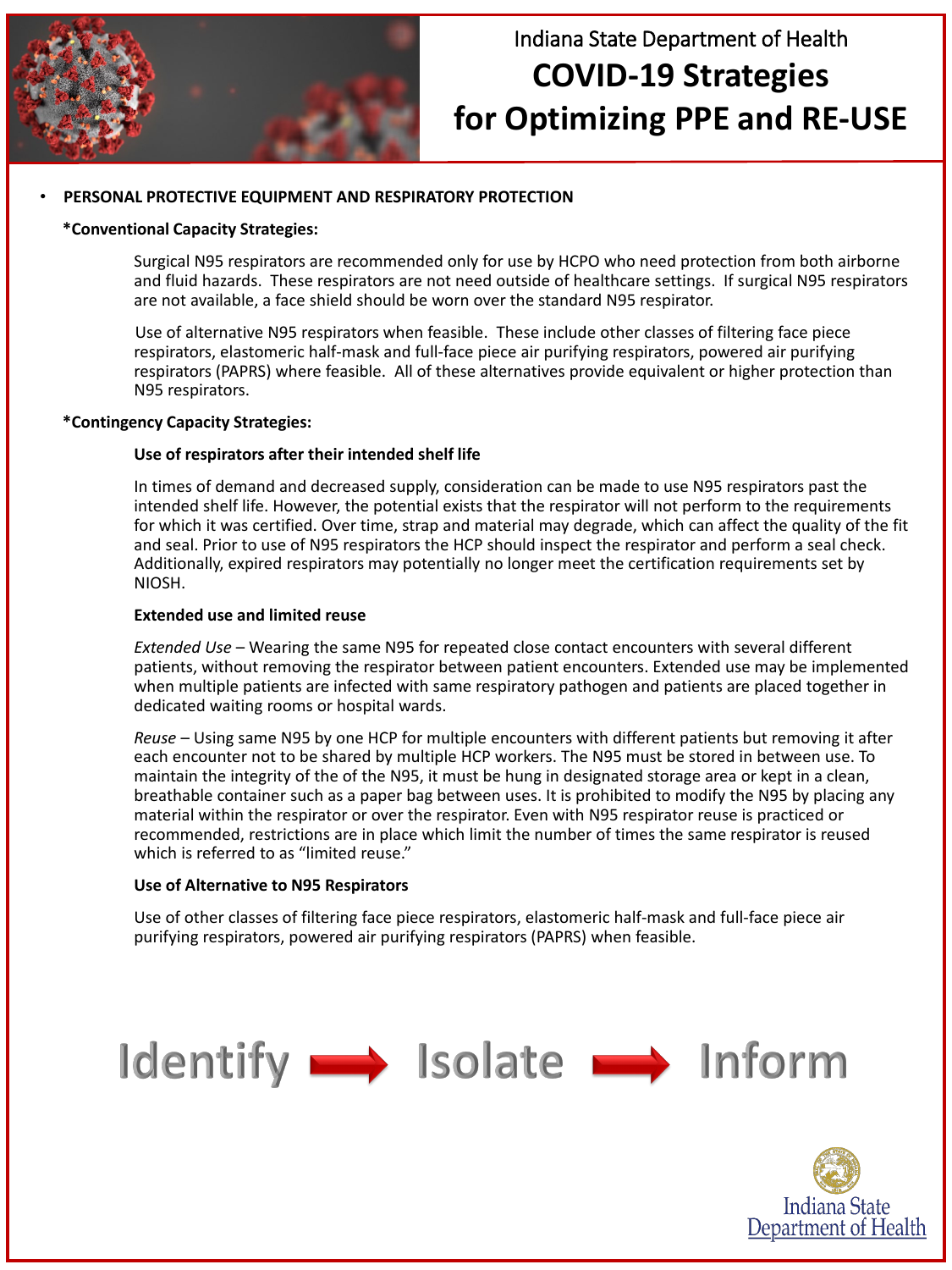Indiana State Department of Health

# COVID-19 Strategies for Optimizing PPE and RE-USE

- **PERSONAL PROTECTIVE EQUIPMENT AND RESPIRATORY PROTECTION**

**\*Conventional Capacity Strategies:**

Surgical N95 respirators are recommended only for use by HCPO who need protection from both airborne and fluid hazards. These respirators are not need outside of healthcare settings. If surgical N95 respirators are not available, a face shield should be worn over the standard N95 respirator.

Use of alternative N95 respirators when feasible. These include other classes of filtering face piece respirators, elastomeric half-mask and full-face piece air purifying respirators, powered air purifying respirators (PAPRS) where feasible. All of these alternatives provide equivalent or higher protection than N95 respirators.

**\*Contingency Capacity Strategies:**

**Use of respirators after their intended shelf life**

In times of demand and decreased supply, consideration can be made to use N95 respirators past the intended shelf life. However, the potential exists that the respirator will not perform to the requirements for which it was certified. Over time, strap and material may degrade, which can affect the quality of the fit and seal. Prior to use of N95 respirators the HCP should inspect the respirator and perform a seal check. Additionally, expired respirators may potentially no longer meet the certification requirements set by NIOSH.

**Extended use and limited reuse**

*Extended Use* – Wearing the same N95 for repeated close contact encounters with several different patients, without removing the respirator between patient encounters. Extended use may be implemented when multiple patients are infected with same respiratory pathogen and patients are placed together in dedicated waiting rooms or hospital wards.

*Reuse* – Using same N95 by one HCP for multiple encounters with different patients but removing it after each encounter not to be shared by multiple HCP workers. The N95 must be stored in between use. To maintain the integrity of the of the N95, it must be hung in designated storage area or kept in a clean, breathable container such as a paper bag between uses. It is prohibited to modify the N95 by placing any material within the respirator or over the respirator. Even with N95 respirator reuse is practiced or recommended, restrictions are in place which limit the number of times the same respirator is reused which is referred to as "limited reuse."

**Use of Alternative to N95 Respirators**

Use of other classes of filtering face piece respirators, elastomeric half-mask and full-face piece air purifying respirators, powered air purifying respirators (PAPRS) when feasible.

Identify → Isolate → Inform

Indiana State Department of Health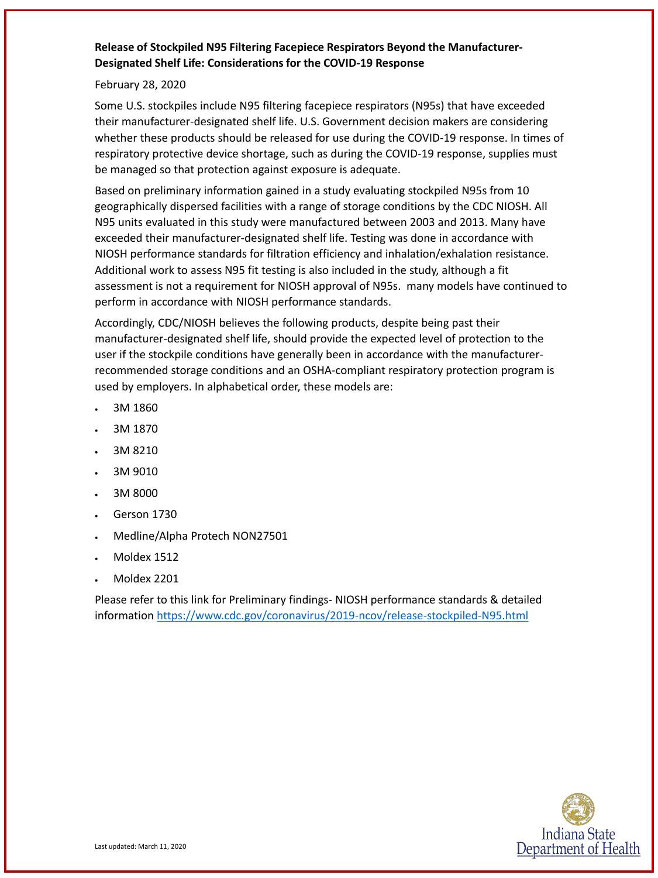**Release of Stockpiled N95 Filtering Facepiece Respirators Beyond the Manufacturer-Designated Shelf Life: Considerations for the COVID-19 Response**

February 28, 2020

Some U.S. stockpiles include N95 filtering facepiece respirators (N95s) that have exceeded their manufacturer-designated shelf life. U.S. Government decision makers are considering whether these products should be released for use during the COVID-19 response. In times of respiratory protective device shortage, such as during the COVID-19 response, supplies must be managed so that protection against exposure is adequate.

Based on preliminary information gained in a study evaluating stockpiled N95s from 10 geographically dispersed facilities with a range of storage conditions by the CDC NIOSH. All N95 units evaluated in this study were manufactured between 2003 and 2013. Many have exceeded their manufacturer-designated shelf life. Testing was done in accordance with NIOSH performance standards for filtration efficiency and inhalation/exhalation resistance. Additional work to assess N95 fit testing is also included in the study, although a fit assessment is not a requirement for NIOSH approval of N95s. many models have continued to perform in accordance with NIOSH performance standards.

Accordingly, CDC/NIOSH believes the following products, despite being past their manufacturer-designated shelf life, should provide the expected level of protection to the user if the stockpile conditions have generally been in accordance with the manufacturer-recommended storage conditions and an OSHA-compliant respiratory protection program is used by employers. In alphabetical order, these models are:

- 3M 1860
- 3M 1870
- 3M 8210
- 3M 9010
- 3M 8000
- Gerson 1730
- Medline/Alpha Protech NON27501
- Moldex 1512
- Moldex 2201

Please refer to this link for Preliminary findings- NIOSH performance standards & detailed information https://www.cdc.gov/coronavirus/2019-ncov/release-stockpiled-N95.html

Last updated: March 11, 2020

Indiana State Department of Health